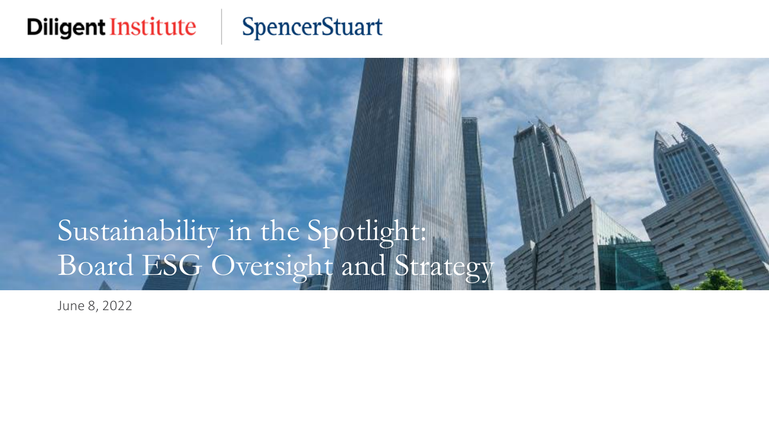Diligent Institute | SpencerStuart

# Sustainability in the Spotlight: Board ESG Oversight and Strategy

June 8, 2022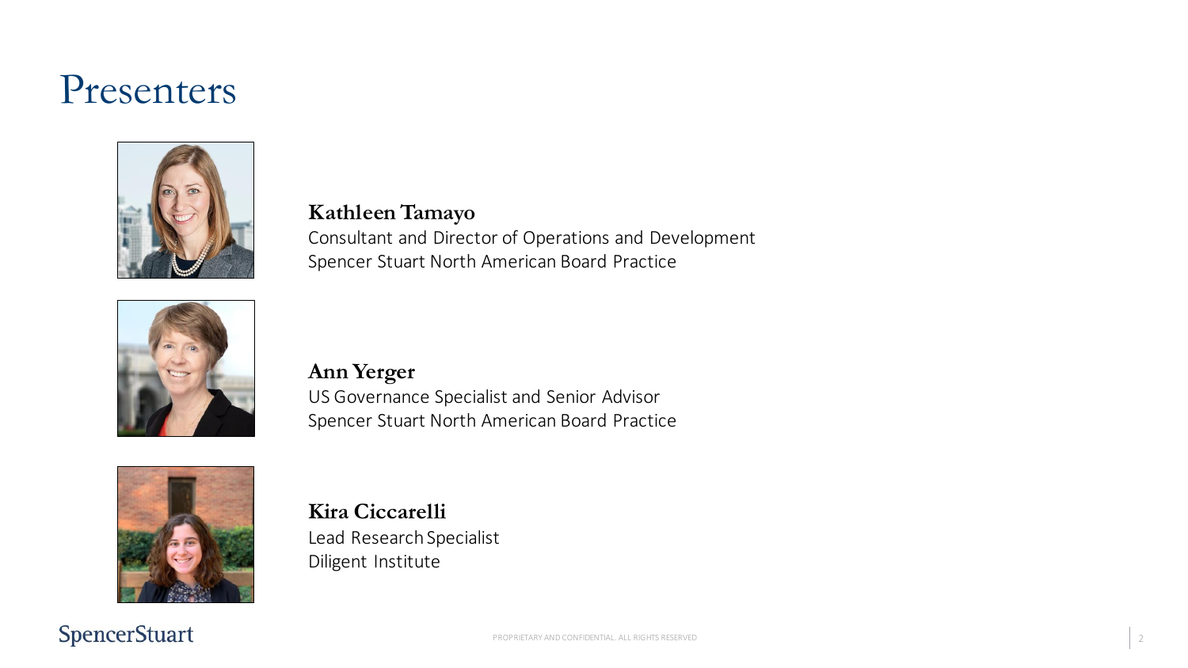# Presenters

**Kathleen Tamayo**
Consultant and Director of Operations and Development
Spencer Stuart North American Board Practice

**Ann Yerger**
US Governance Specialist and Senior Advisor
Spencer Stuart North American Board Practice

**Kira Ciccarelli**
Lead Research Specialist
Diligent Institute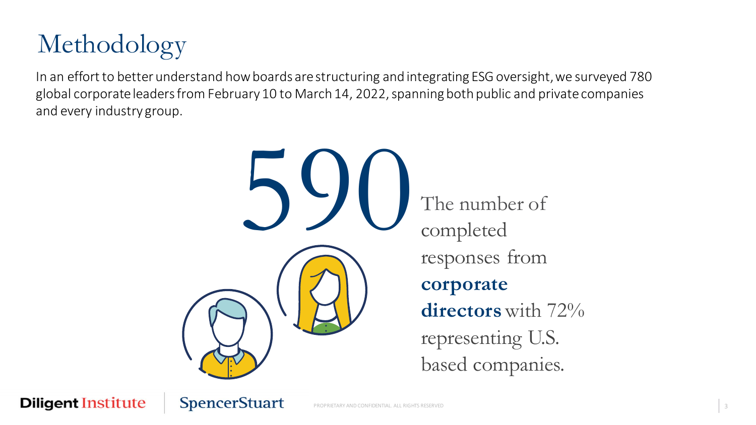# Methodology

In an effort to better understand how boards are structuring and integrating ESG oversight, we surveyed 780 global corporate leaders from February 10 to March 14, 2022, spanning both public and private companies and every industry group.

**590**

The number of completed responses from **corporate directors** with 72% representing U.S. based companies.

Diligent Institute | SpencerStuart

PROPRIETARY AND CONFIDENTIAL. ALL RIGHTS RESERVED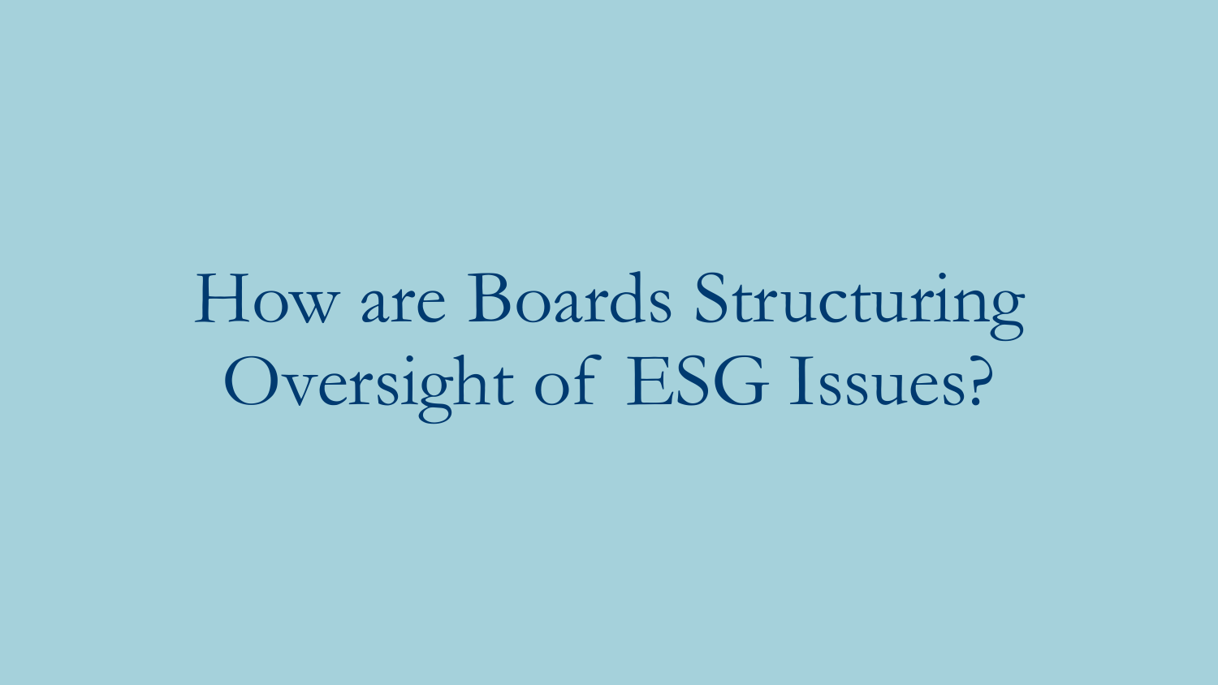# How are Boards Structuring Oversight of ESG Issues?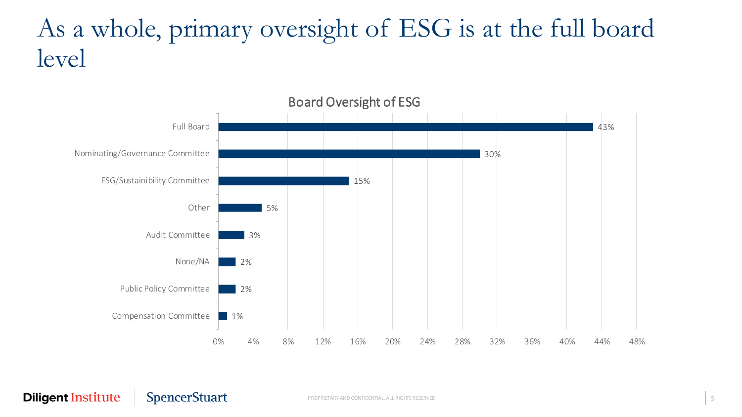# As a whole, primary oversight of ESG is at the full board level

**Board Oversight of ESG**

| Committee | Percentage |
|---|---|
| Full Board | 43% |
| Nominating/Governance Committee | 30% |
| ESG/Sustainability Committee | 15% |
| Other | 5% |
| Audit Committee | 3% |
| None/NA | 2% |
| Public Policy Committee | 2% |
| Compensation Committee | 1% |

Diligent Institute | SpencerStuart

PROPRIETARY AND CONFIDENTIAL. ALL RIGHTS RESERVED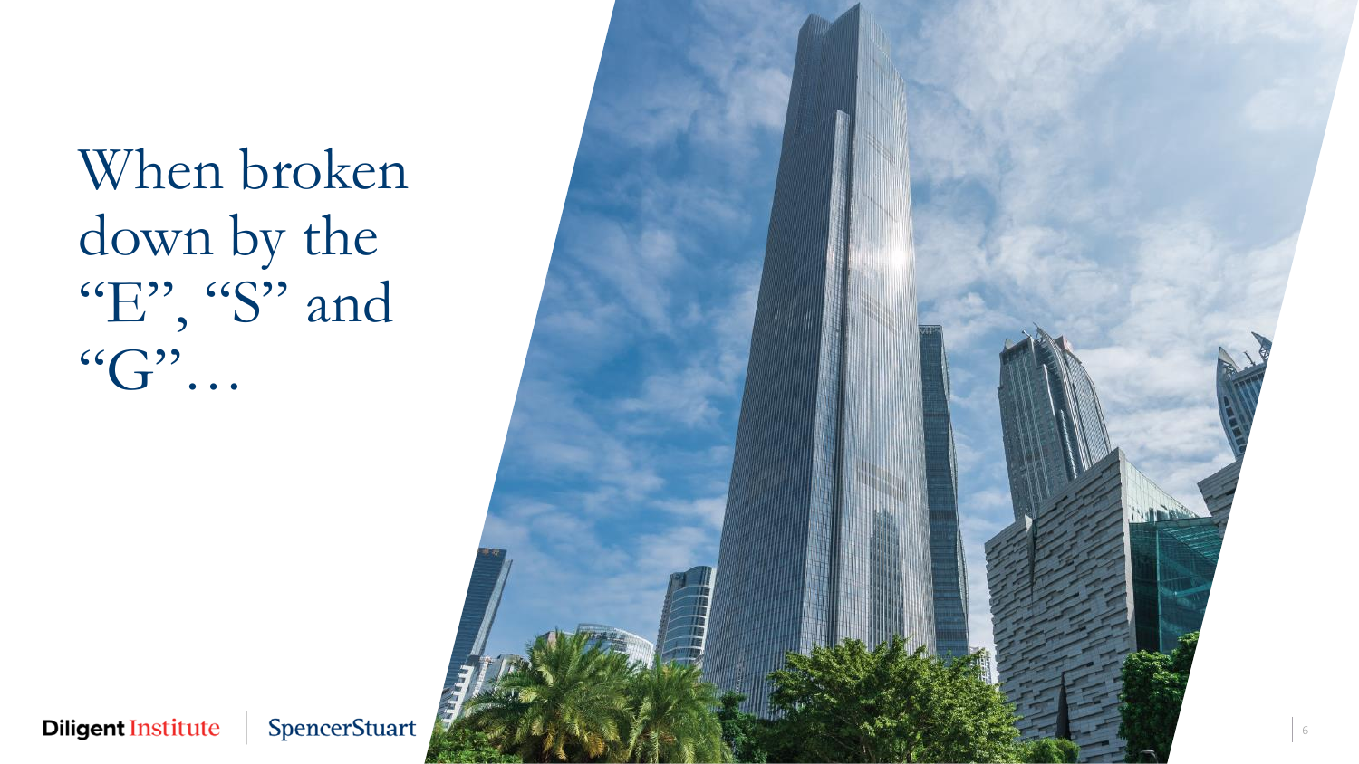# When broken down by the "E", "S" and "G"…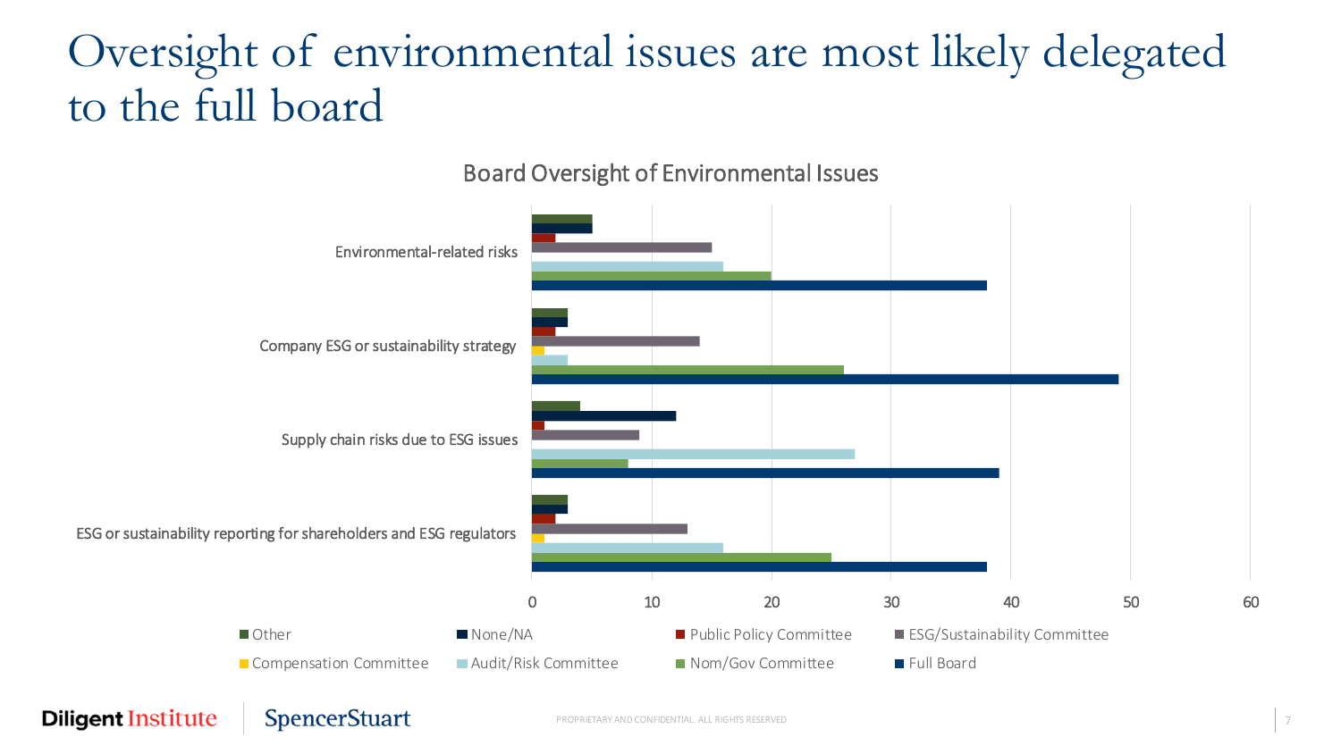# Oversight of environmental issues are most likely delegated to the full board

## Board Oversight of Environmental Issues

| | Other | None/NA | Public Policy Committee | ESG/Sustainability Committee | Compensation Committee | Audit/Risk Committee | Nom/Gov Committee | Full Board |
|---|---|---|---|---|---|---|---|---|
| Environmental-related risks | 5 | 5 | 2 | 15 | | 16 | 20 | 38 |
| Company ESG or sustainability strategy | 3 | 3 | 2 | 14 | 1 | 3 | 26 | 49 |
| Supply chain risks due to ESG issues | 4 | 12 | 1 | 9 | | 27 | 8 | 39 |
| ESG or sustainability reporting for shareholders and ESG regulators | 3 | 3 | 2 | 13 | 1 | 16 | 25 | 38 |

PROPRIETARY AND CONFIDENTIAL. ALL RIGHTS RESERVED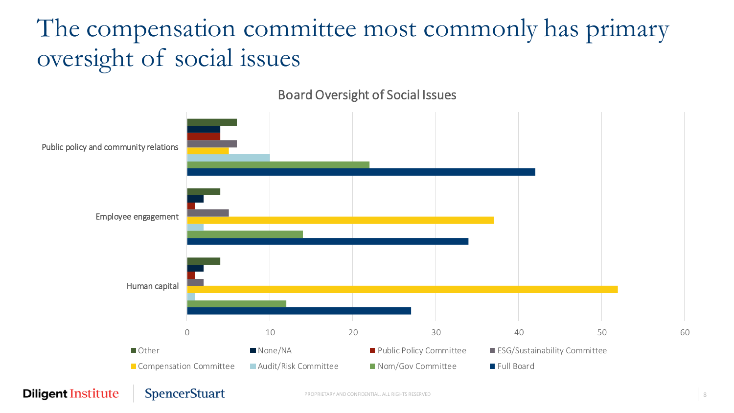# The compensation committee most commonly has primary oversight of social issues

## Board Oversight of Social Issues

| | Other | None/NA | Public Policy Committee | ESG/Sustainability Committee | Compensation Committee | Audit/Risk Committee | Nom/Gov Committee | Full Board |
|---|---|---|---|---|---|---|---|---|
| Public policy and community relations | 6 | 4 | 4 | 6 | 5 | 10 | 22 | 42 |
| Employee engagement | 4 | 2 | 1 | 5 | 37 | 2 | 14 | 34 |
| Human capital | 4 | 2 | 1 | 2 | 52 | 1 | 12 | 27 |

Diligent Institute | SpencerStuart

PROPRIETARY AND CONFIDENTIAL. ALL RIGHTS RESERVED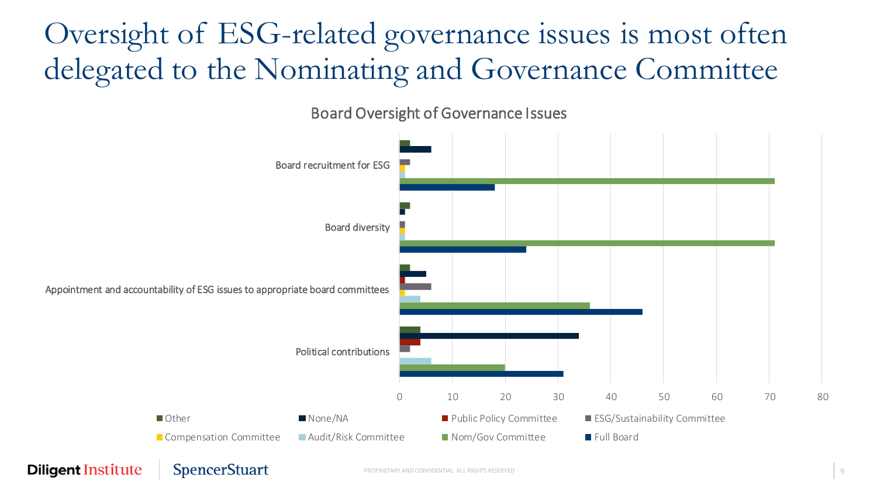# Oversight of ESG-related governance issues is most often delegated to the Nominating and Governance Committee

Board Oversight of Governance Issues

Board recruitment for ESG

Board diversity

Appointment and accountability of ESG issues to appropriate board committees

Political contributions

0 10 20 30 40 50 60 70 80

Other · None/NA · Public Policy Committee · ESG/Sustainability Committee · Compensation Committee · Audit/Risk Committee · Nom/Gov Committee · Full Board

Diligent Institute | SpencerStuart

PROPRIETARY AND CONFIDENTIAL. ALL RIGHTS RESERVED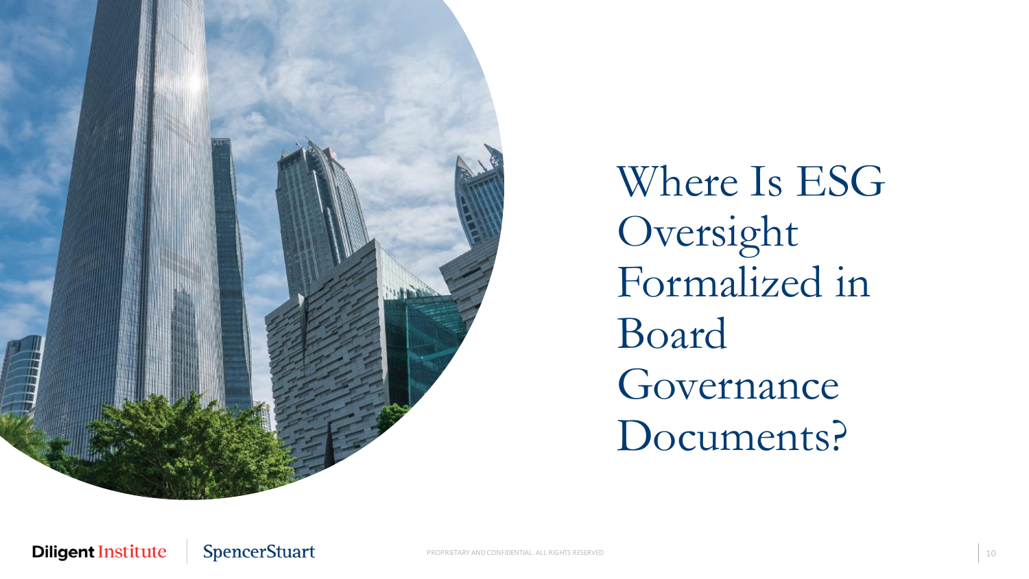# Where Is ESG Oversight Formalized in Board Governance Documents?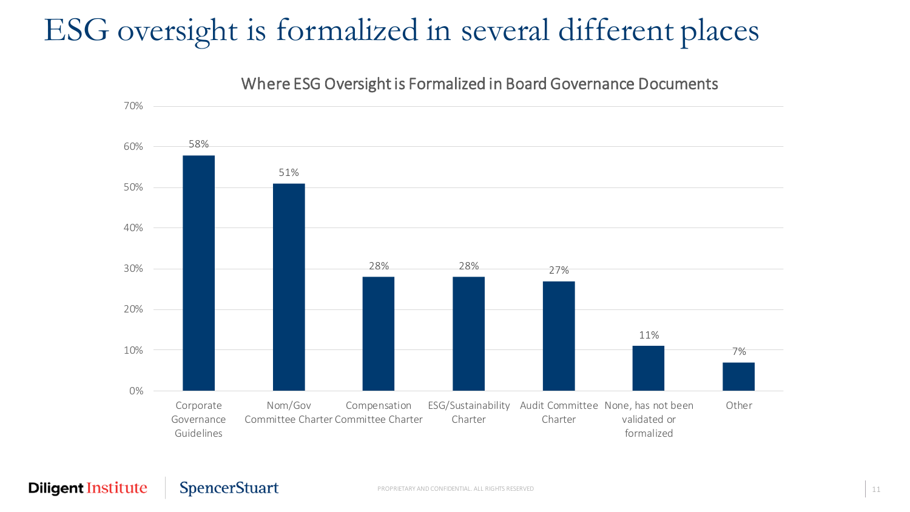# ESG oversight is formalized in several different places

## Where ESG Oversight is Formalized in Board Governance Documents

| Location | Percentage |
|---|---|
| Corporate Governance Guidelines | 58% |
| Nom/Gov Committee Charter | 51% |
| Compensation Committee Charter | 28% |
| ESG/Sustainability Charter | 28% |
| Audit Committee Charter | 27% |
| None, has not been validated or formalized | 11% |
| Other | 7% |

Diligent Institute | SpencerStuart

PROPRIETARY AND CONFIDENTIAL. ALL RIGHTS RESERVED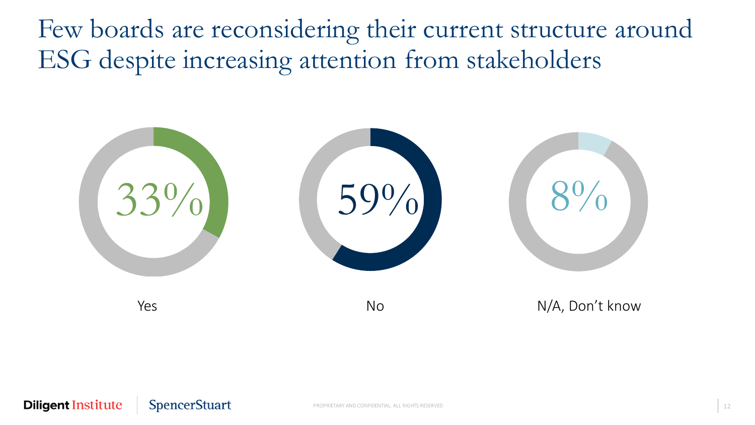# Few boards are reconsidering their current structure around ESG despite increasing attention from stakeholders

| Response | Percentage |
|---|---|
| Yes | 33% |
| No | 59% |
| N/A, Don't know | 8% |

Diligent Institute | SpencerStuart

PROPRIETARY AND CONFIDENTIAL. ALL RIGHTS RESERVED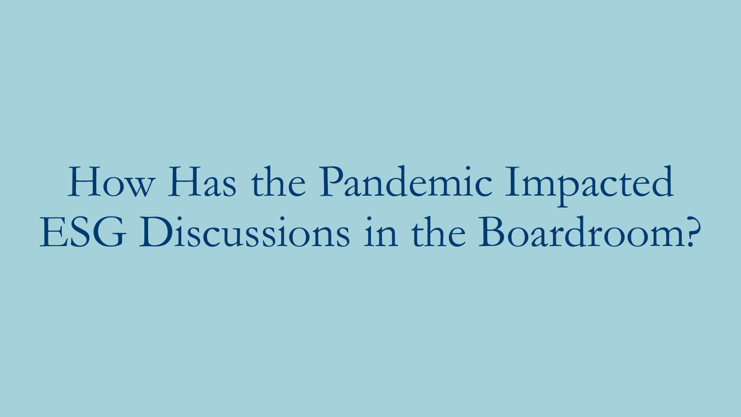# How Has the Pandemic Impacted ESG Discussions in the Boardroom?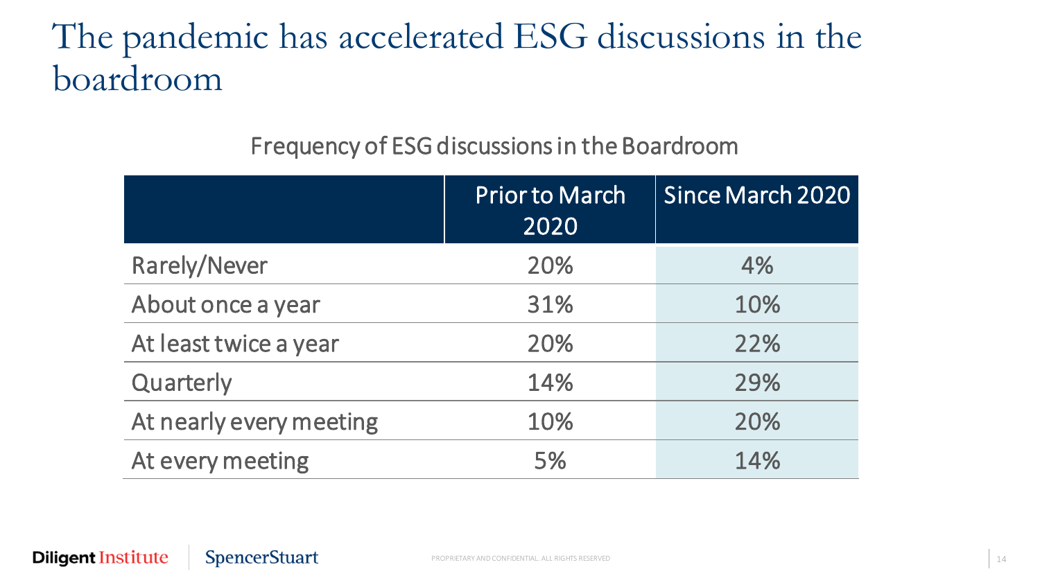# The pandemic has accelerated ESG discussions in the boardroom

Frequency of ESG discussions in the Boardroom

| | Prior to March 2020 | Since March 2020 |
|---|---|---|
| Rarely/Never | 20% | 4% |
| About once a year | 31% | 10% |
| At least twice a year | 20% | 22% |
| Quarterly | 14% | 29% |
| At nearly every meeting | 10% | 20% |
| At every meeting | 5% | 14% |

Diligent Institute | SpencerStuart

PROPRIETARY AND CONFIDENTIAL. ALL RIGHTS RESERVED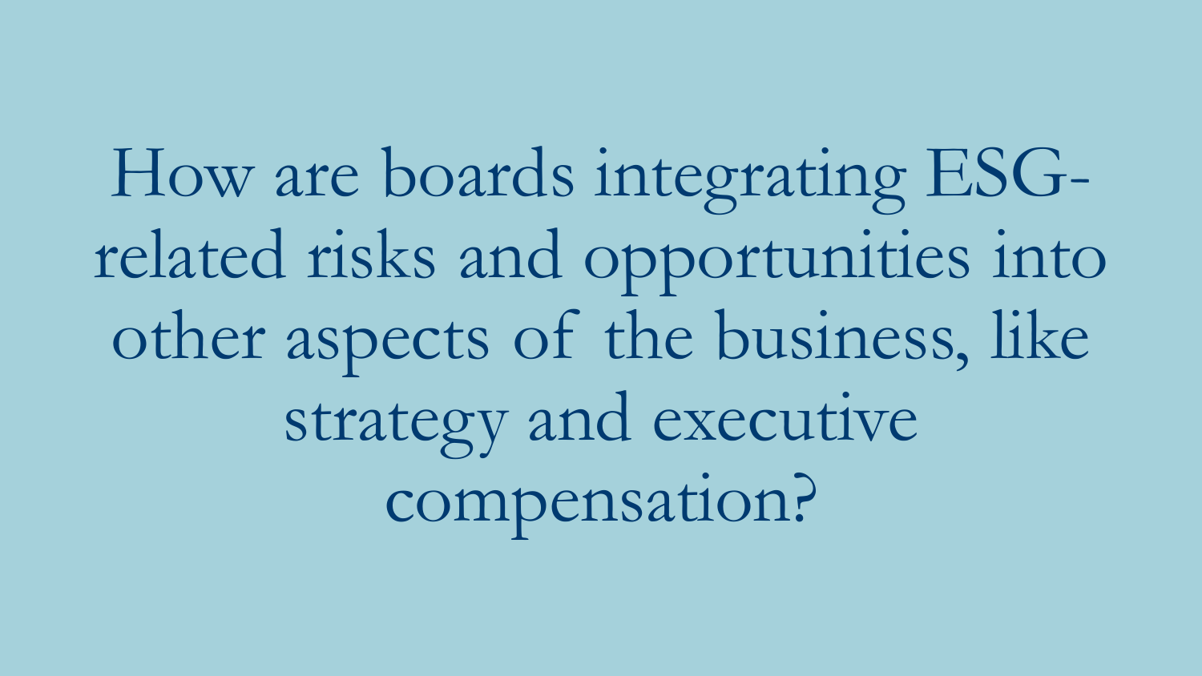How are boards integrating ESG-related risks and opportunities into other aspects of the business, like strategy and executive compensation?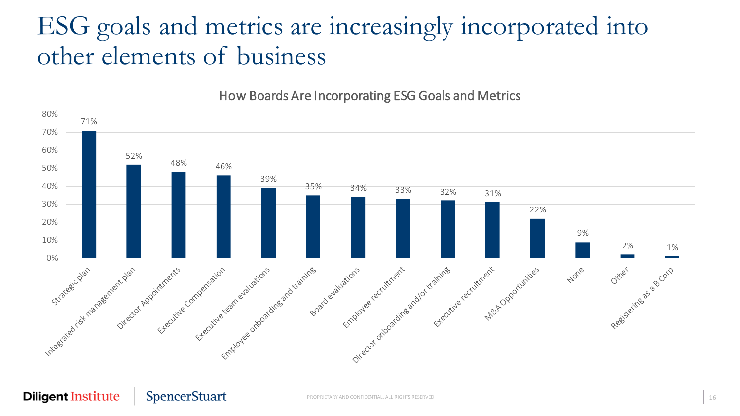# ESG goals and metrics are increasingly incorporated into other elements of business

How Boards Are Incorporating ESG Goals and Metrics

| Category | Percentage |
|---|---|
| Strategic plan | 71% |
| Integrated risk management plan | 52% |
| Director Appointments | 48% |
| Executive Compensation | 46% |
| Executive team evaluations | 39% |
| Employee onboarding and training | 35% |
| Board evaluations | 34% |
| Employee recruitment | 33% |
| Director onboarding and/or training | 32% |
| Executive recruitment | 31% |
| M&A Opportunities | 22% |
| None | 9% |
| Other | 2% |
| Registering as a B Corp | 1% |

Diligent Institute | SpencerStuart

PROPRIETARY AND CONFIDENTIAL. ALL RIGHTS RESERVED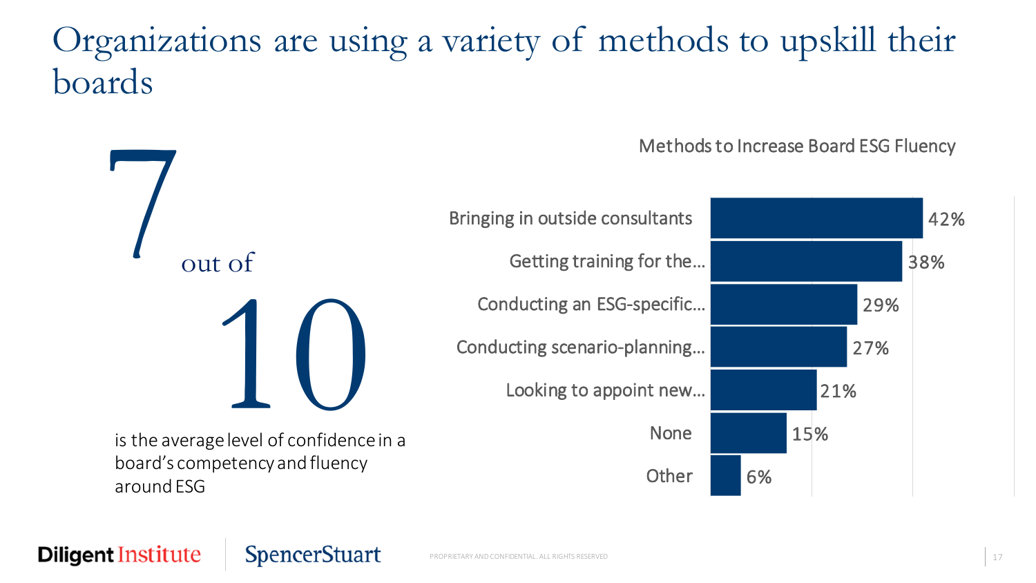# Organizations are using a variety of methods to upskill their boards

**7 out of 10**

is the average level of confidence in a board's competency and fluency around ESG

**Methods to Increase Board ESG Fluency**

| Method | Percentage |
|---|---|
| Bringing in outside consultants | 42% |
| Getting training for the… | 38% |
| Conducting an ESG-specific… | 29% |
| Conducting scenario-planning… | 27% |
| Looking to appoint new… | 21% |
| None | 15% |
| Other | 6% |

Diligent Institute | SpencerStuart

PROPRIETARY AND CONFIDENTIAL. ALL RIGHTS RESERVED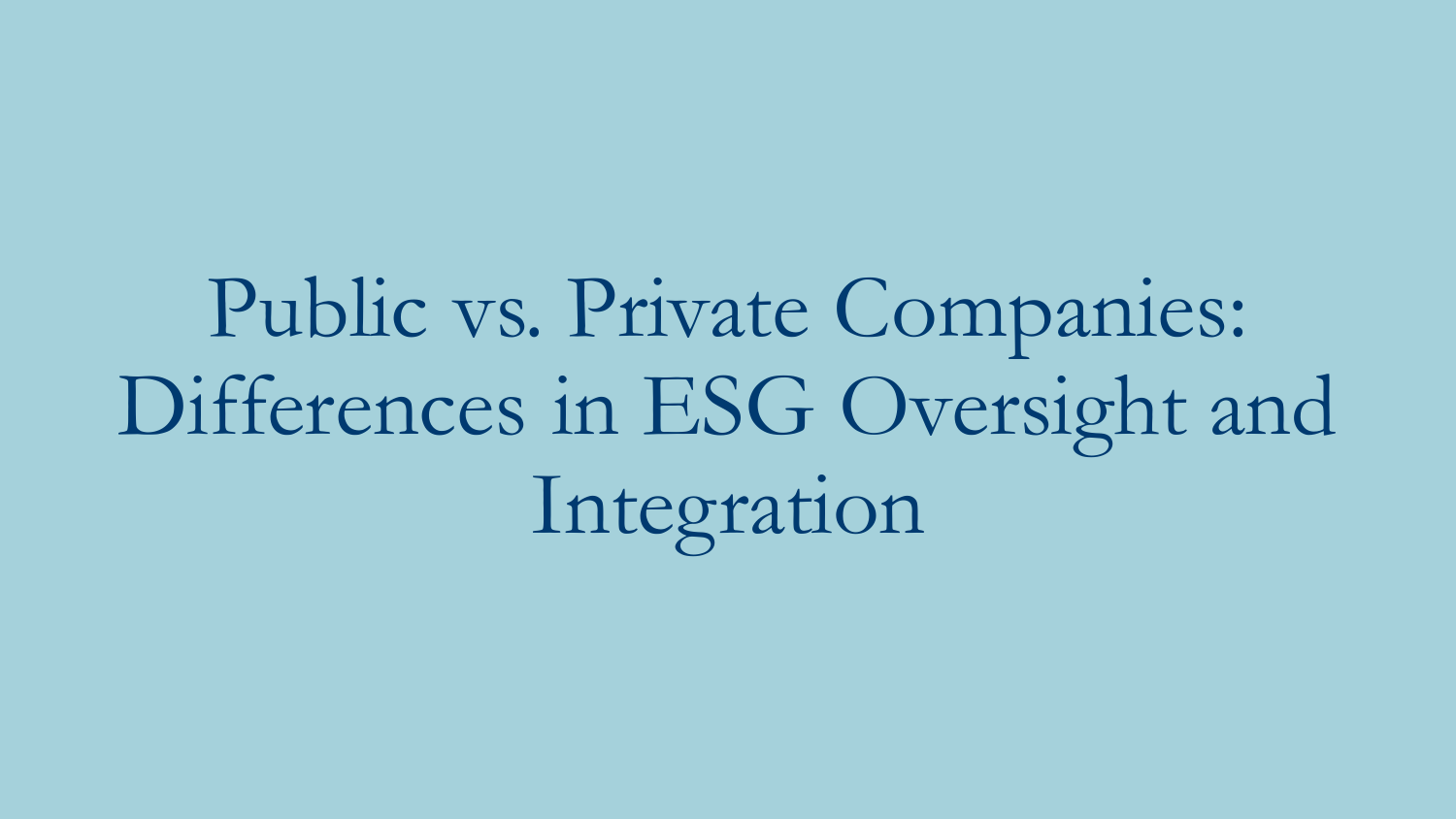# Public vs. Private Companies: Differences in ESG Oversight and Integration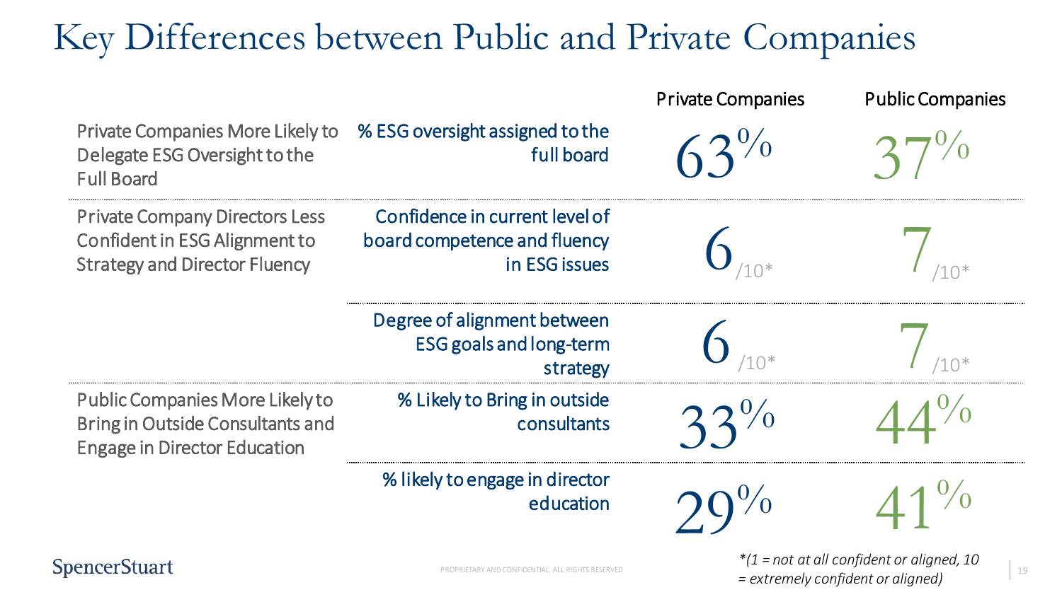# Key Differences between Public and Private Companies

| | | Private Companies | Public Companies |
|---|---|---|---|
| Private Companies More Likely to Delegate ESG Oversight to the Full Board | % ESG oversight assigned to the full board | 63% | 37% |
| Private Company Directors Less Confident in ESG Alignment to Strategy and Director Fluency | Confidence in current level of board competence and fluency in ESG issues | 6/10* | 7/10* |
| | Degree of alignment between ESG goals and long-term strategy | 6/10* | 7/10* |
| Public Companies More Likely to Bring in Outside Consultants and Engage in Director Education | % Likely to Bring in outside consultants | 33% | 44% |
| | % likely to engage in director education | 29% | 41% |

*\*(1 = not at all confident or aligned, 10 = extremely confident or aligned)*

SpencerStuart

PROPRIETARY AND CONFIDENTIAL. ALL RIGHTS RESERVED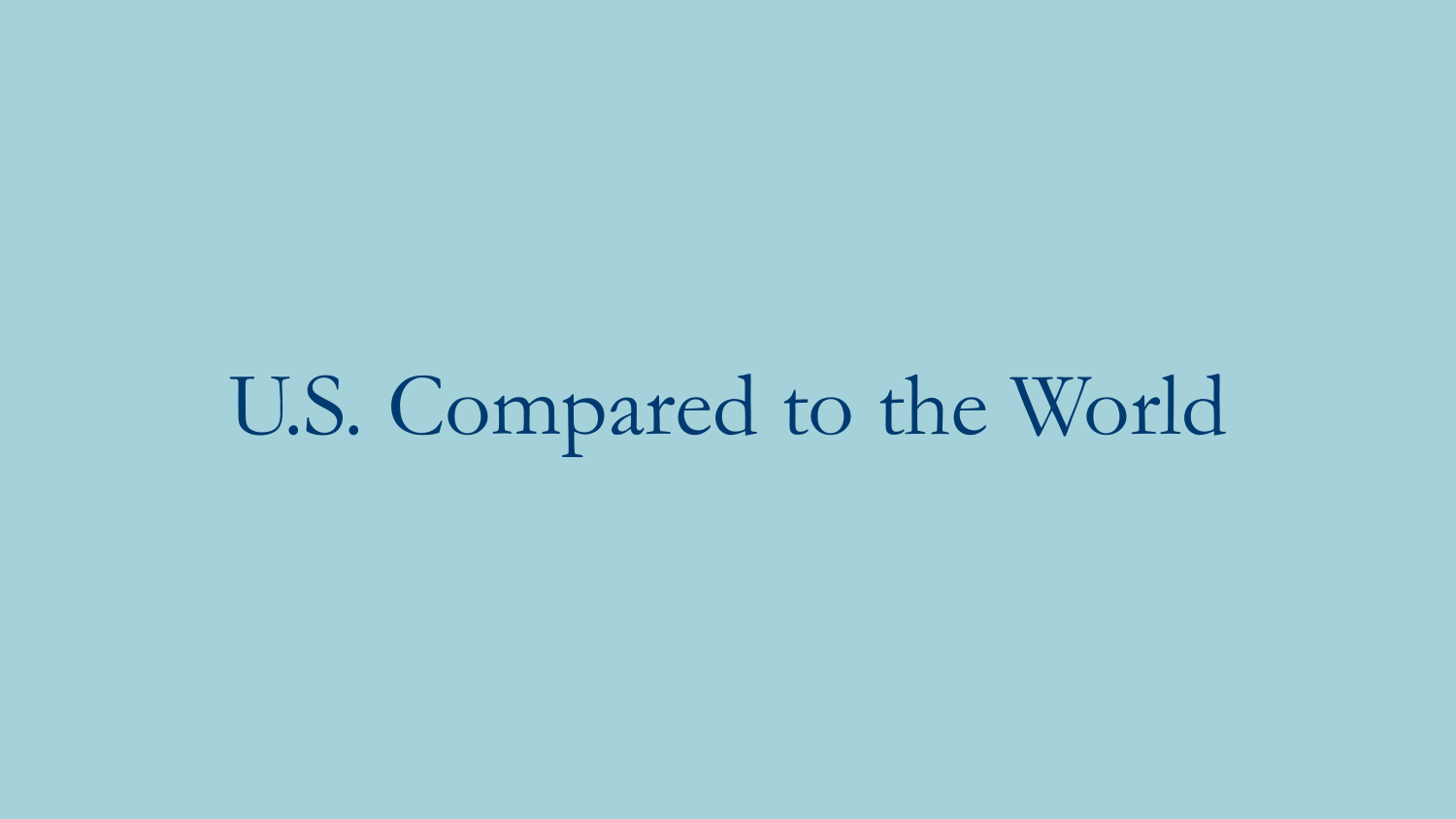# U.S. Compared to the World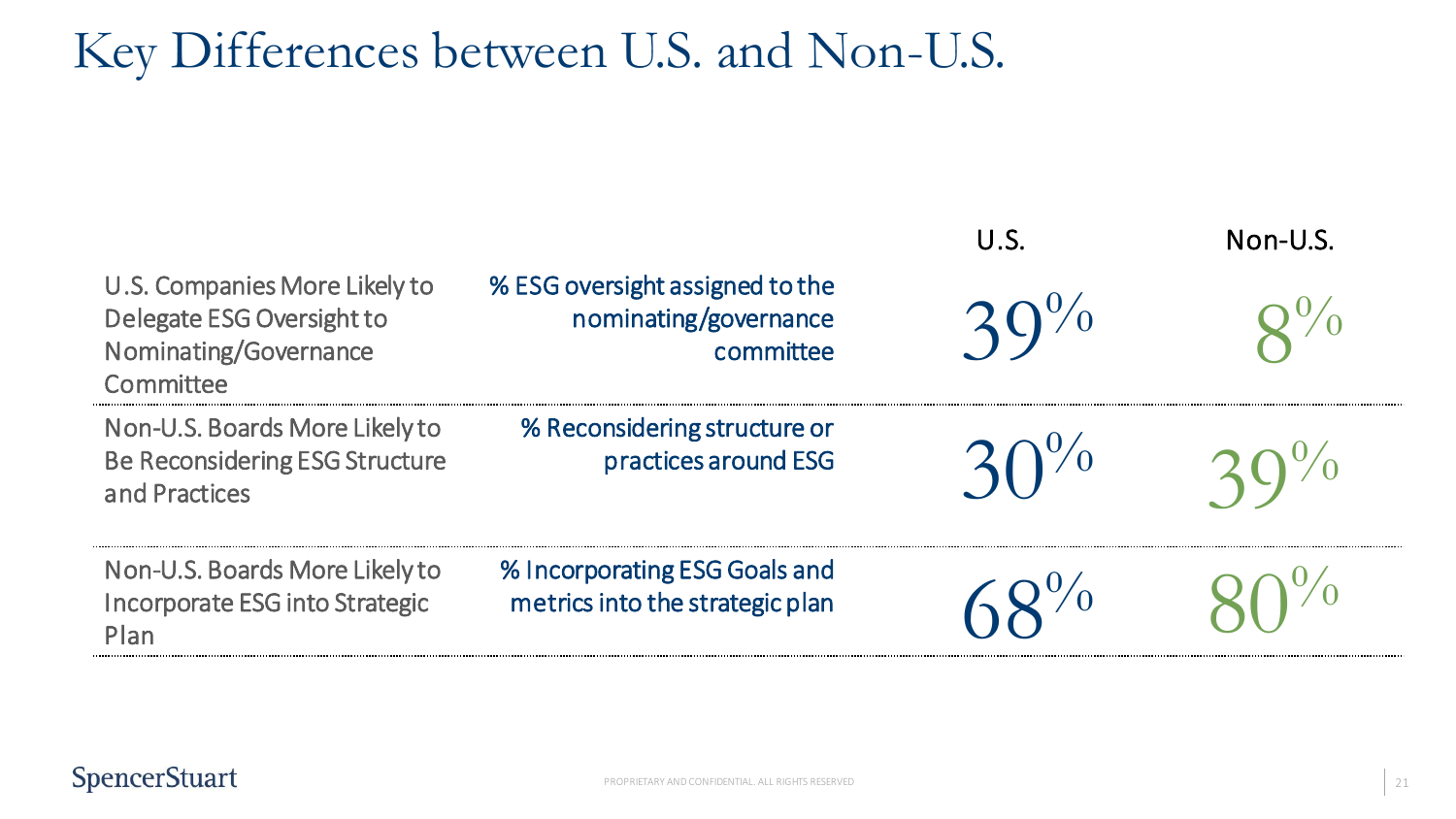# Key Differences between U.S. and Non-U.S.

| | | U.S. | Non-U.S. |
|---|---|---|---|
| U.S. Companies More Likely to Delegate ESG Oversight to Nominating/Governance Committee | % ESG oversight assigned to the nominating/governance committee | 39% | 8% |
| Non-U.S. Boards More Likely to Be Reconsidering ESG Structure and Practices | % Reconsidering structure or practices around ESG | 30% | 39% |
| Non-U.S. Boards More Likely to Incorporate ESG into Strategic Plan | % Incorporating ESG Goals and metrics into the strategic plan | 68% | 80% |

SpencerStuart

PROPRIETARY AND CONFIDENTIAL. ALL RIGHTS RESERVED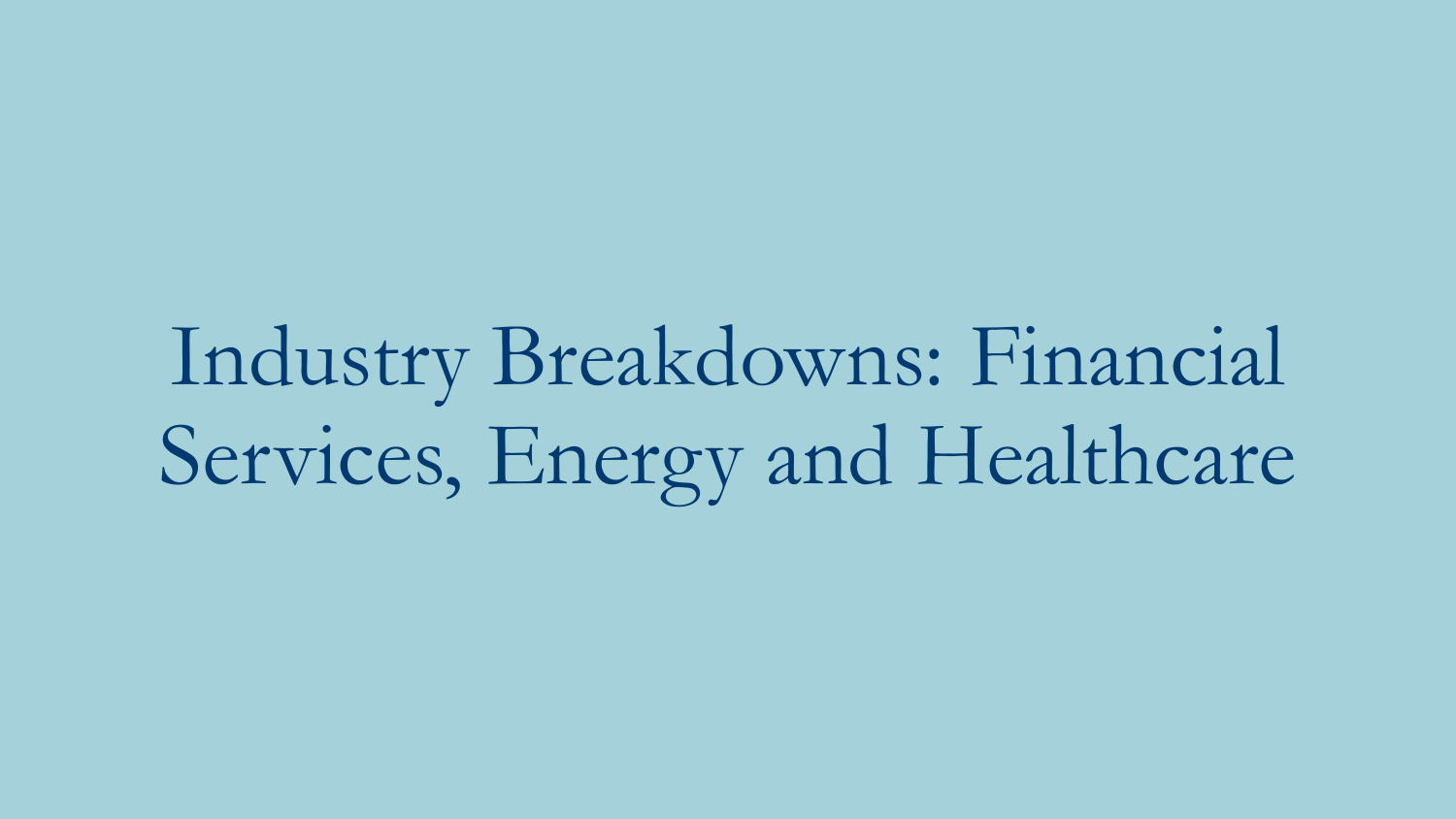# Industry Breakdowns: Financial Services, Energy and Healthcare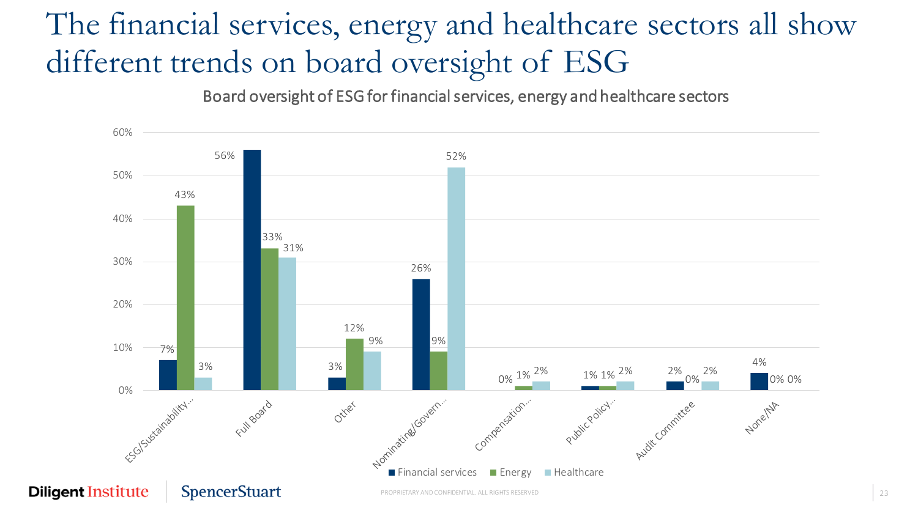# The financial services, energy and healthcare sectors all show different trends on board oversight of ESG

Board oversight of ESG for financial services, energy and healthcare sectors

| | Financial services | Energy | Healthcare |
|---|---|---|---|
| ESG/Sustainability… | 7% | 43% | 3% |
| Full Board | 56% | 33% | 31% |
| Other | 3% | 12% | 9% |
| Nominating/Govern… | 26% | 9% | 52% |
| Compensation… | 0% | 1% | 2% |
| Public Policy… | 1% | 1% | 2% |
| Audit Committee | 2% | 0% | 2% |
| None/NA | 4% | 0% | 0% |

Diligent Institute | SpencerStuart

PROPRIETARY AND CONFIDENTIAL. ALL RIGHTS RESERVED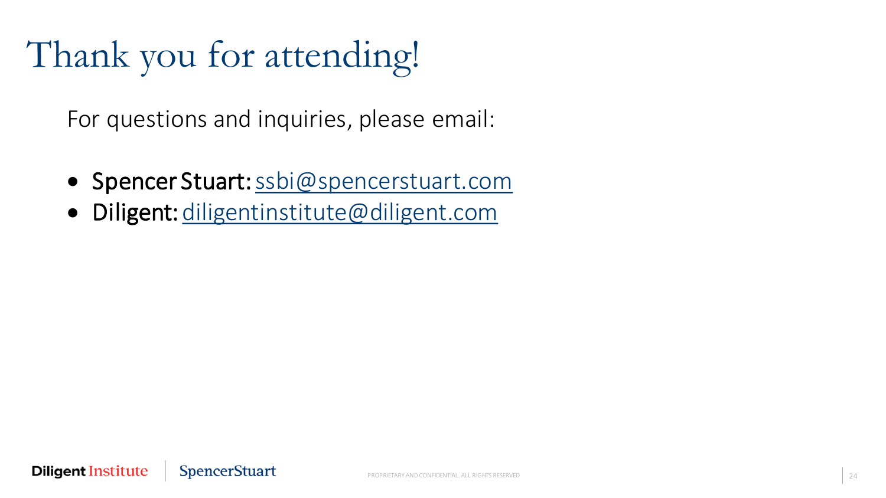# Thank you for attending!

For questions and inquiries, please email:

- **Spencer Stuart:** ssbi@spencerstuart.com
- **Diligent:** diligentinstitute@diligent.com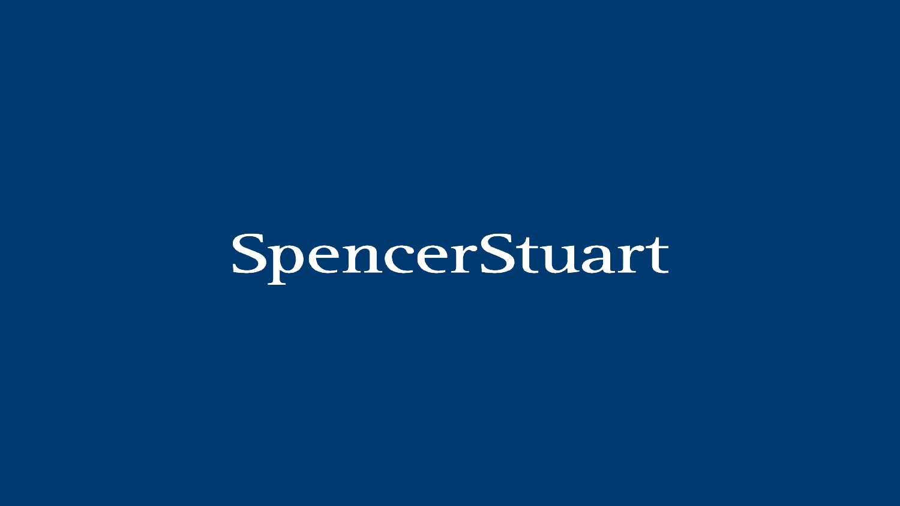SpencerStuart